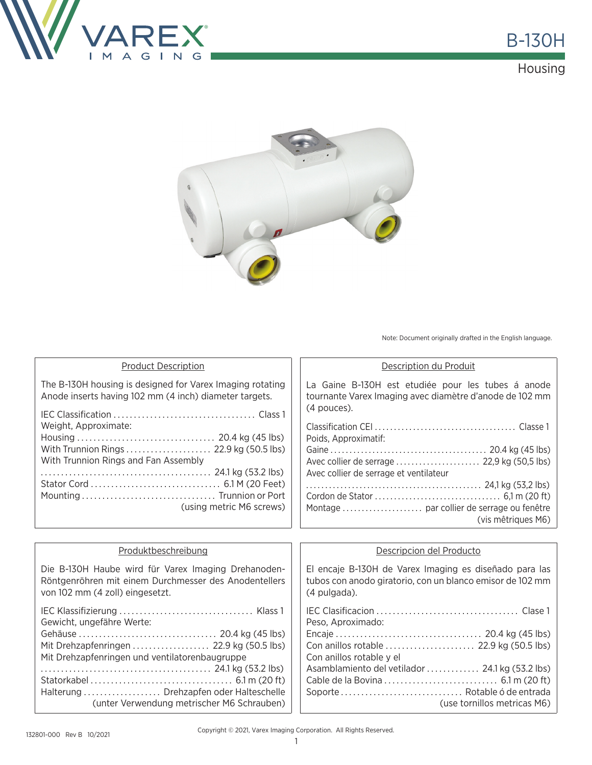# B-130H

## Housing

Note: Document originally drafted in the English language.

### Product Description

The B-130H housing is designed for Varex Imaging rotating Anode inserts having 102 mm (4 inch) diameter targets.

IEC Classification .................................. Class 1
Weight, Approximate:
Housing .................................. 20.4 kg (45 lbs)
With Trunnion Rings .................... 22.9 kg (50.5 lbs)
With Trunnion Rings and Fan Assembly
.......................................... 24.1 kg (53.2 lbs)
Stator Cord ................................ 6.1 M (20 Feet)
Mounting ................................ Trunnion or Port
(using metric M6 screws)

### Description du Produit

La Gaine B-130H est etudiée pour les tubes á anode tournante Varex Imaging avec diamètre d'anode de 102 mm (4 pouces).

Classification CEI .................................... Classe 1
Poids, Approximatif:
Gaine ........................................ 20.4 kg (45 lbs)
Avec collier de serrage ...................... 22,9 kg (50,5 lbs)
Avec collier de serrage et ventilateur
............................................. 24,1 kg (53,2 lbs)
Cordon de Stator ................................ 6,1 m (20 ft)
Montage ..................... par collier de serrage ou fenêtre
(vis mêtriques M6)

### Produktbeschreibung

Die B-130H Haube wird für Varex Imaging Drehanoden-Röntgenröhren mit einem Durchmesser des Anodentellers von 102 mm (4 zoll) eingesetzt.

IEC Klassifizierung ................................ Klass 1
Gewicht, ungefähre Werte:
Gehäuse ................................. 20.4 kg (45 lbs)
Mit Drehzapfenringen ................... 22.9 kg (50.5 lbs)
Mit Drehzapfenringen und ventilatorenbaugruppe
.......................................... 24.1 kg (53.2 lbs)
Statorkabel .................................. 6.1 m (20 ft)
Halterung ................... Drehzapfen oder Halteschelle
(unter Verwendung metrischer M6 Schrauben)

### Descripcion del Producto

El encaje B-130H de Varex Imaging es diseñado para las tubos con anodo giratorio, con un blanco emisor de 102 mm (4 pulgada).

IEC Clasificacion .................................. Clase 1
Peso, Aproximado:
Encaje ................................... 20.4 kg (45 lbs)
Con anillos rotable ...................... 22.9 kg (50.5 lbs)
Con anillos rotable y el
Asamblamiento del vetilador ............. 24.1 kg (53.2 lbs)
Cable de la Bovina ............................ 6.1 m (20 ft)
Soporte .............................. Rotable ó de entrada
(use tornillos metricas M6)

132801-000 Rev B 10/2021

Copyright © 2021, Varex Imaging Corporation. All Rights Reserved.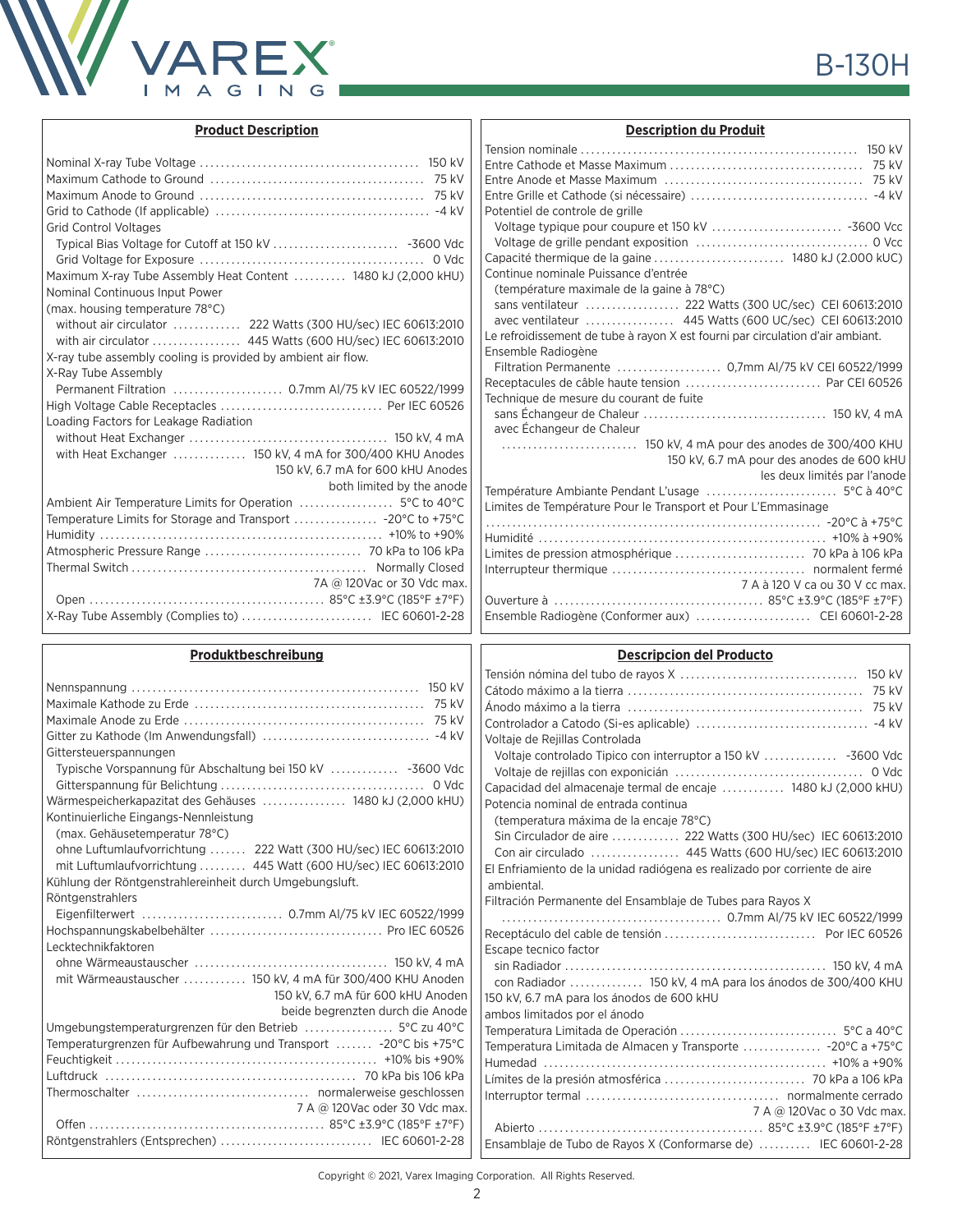# B-130H

## Product Description

Nominal X-ray Tube Voltage ........ 150 kV
Maximum Cathode to Ground ........ 75 kV
Maximum Anode to Ground ........ 75 kV
Grid to Cathode (If applicable) ........ -4 kV
Grid Control Voltages
  Typical Bias Voltage for Cutoff at 150 kV ........ -3600 Vdc
  Grid Voltage for Exposure ........ 0 Vdc
Maximum X-ray Tube Assembly Heat Content ........ 1480 kJ (2,000 kHU)
Nominal Continuous Input Power
(max. housing temperature 78°C)
  without air circulator ........ 222 Watts (300 HU/sec) IEC 60613:2010
  with air circulator ........ 445 Watts (600 HU/sec) IEC 60613:2010
X-ray tube assembly cooling is provided by ambient air flow.
X-Ray Tube Assembly
  Permanent Filtration ........ 0.7mm Al/75 kV IEC 60522/1999
High Voltage Cable Receptacles ........ Per IEC 60526
Loading Factors for Leakage Radiation
  without Heat Exchanger ........ 150 kV, 4 mA
  with Heat Exchanger ........ 150 kV, 4 mA for 300/400 KHU Anodes
  150 kV, 6.7 mA for 600 kHU Anodes
  both limited by the anode
Ambient Air Temperature Limits for Operation ........ 5°C to 40°C
Temperature Limits for Storage and Transport ........ -20°C to +75°C
Humidity ........ +10% to +90%
Atmospheric Pressure Range ........ 70 kPa to 106 kPa
Thermal Switch ........ Normally Closed
  7A @ 120Vac or 30 Vdc max.
  Open ........ 85°C ±3.9°C (185°F ±7°F)
X-Ray Tube Assembly (Complies to) ........ IEC 60601-2-28

## Description du Produit

Tension nominale ........ 150 kV
Entre Cathode et Masse Maximum ........ 75 kV
Entre Anode et Masse Maximum ........ 75 kV
Entre Grille et Cathode (si nécessaire) ........ -4 kV
Potentiel de controle de grille
  Voltage typique pour coupure et 150 kV ........ -3600 Vcc
  Voltage de grille pendant exposition ........ 0 Vcc
Capacité thermique de la gaine ........ 1480 kJ (2.000 kUC)
Continue nominale Puissance d'entrée
  (température maximale de la gaine à 78°C)
  sans ventilateur ........ 222 Watts (300 UC/sec) CEI 60613:2010
  avec ventilateur ........ 445 Watts (600 UC/sec) CEI 60613:2010
Le refroidissement de tube à rayon X est fourni par circulation d'air ambiant.
Ensemble Radiogène
  Filtration Permanente ........ 0,7mm Al/75 kV CEI 60522/1999
Receptacules de câble haute tension ........ Par CEI 60526
Technique de mesure du courant de fuite
  sans Échangeur de Chaleur ........ 150 kV, 4 mA
  avec Échangeur de Chaleur
  ........ 150 kV, 4 mA pour des anodes de 300/400 KHU
  150 kV, 6.7 mA pour des anodes de 600 kHU
  les deux limités par l'anode
Température Ambiante Pendant L'usage ........ 5°C à 40°C
Limites de Température Pour le Transport et Pour L'Emmasinage
  ........ -20°C à +75°C
Humidité ........ +10% à +90%
Limites de pression atmosphérique ........ 70 kPa à 106 kPa
Interrupteur thermique ........ normalent fermé
  7 A à 120 V ca ou 30 V cc max.
Ouverture à ........ 85°C ±3.9°C (185°F ±7°F)
Ensemble Radiogène (Conformer aux) ........ CEI 60601-2-28

## Produktbeschreibung

Nennspannung ........ 150 kV
Maximale Kathode zu Erde ........ 75 kV
Maximale Anode zu Erde ........ 75 kV
Gitter zu Kathode (Im Anwendungsfall) ........ -4 kV
Gittersteuerspannungen
  Typische Vorspannung für Abschaltung bei 150 kV ........ -3600 Vdc
  Gitterspannung für Belichtung ........ 0 Vdc
Wärmespeicherkapazitat des Gehäuses ........ 1480 kJ (2,000 kHU)
Kontinuierliche Eingangs-Nennleistung
  (max. Gehäusetemperatur 78°C)
  ohne Luftumlaufvorrichtung ........ 222 Watt (300 HU/sec) IEC 60613:2010
  mit Luftumlaufvorrichtung ........ 445 Watt (600 HU/sec) IEC 60613:2010
Kühlung der Röntgenstrahlereinheit durch Umgebungsluft.
Röntgenstrahlers
  Eigenfilterwert ........ 0.7mm Al/75 kV IEC 60522/1999
Hochspannungskabelbehälter ........ Pro IEC 60526
Lecktechnikfaktoren
  ohne Wärmeaustauscher ........ 150 kV, 4 mA
  mit Wärmeaustauscher ........ 150 kV, 4 mA für 300/400 KHU Anoden
  150 kV, 6.7 mA für 600 kHU Anoden
  beide begrenzten durch die Anode
Umgebungstemperaturgrenzen für den Betrieb ........ 5°C zu 40°C
Temperaturgrenzen für Aufbewahrung und Transport ........ -20°C bis +75°C
Feuchtigkeit ........ +10% bis +90%
Luftdruck ........ 70 kPa bis 106 kPa
Thermoschalter ........ normalerweise geschlossen
  7 A @ 120Vac oder 30 Vdc max.
  Offen ........ 85°C ±3.9°C (185°F ±7°F)
Röntgenstrahlers (Entsprechen) ........ IEC 60601-2-28

## Descripcion del Producto

Tensión nómina del tubo de rayos X ........ 150 kV
Cátodo máximo a la tierra ........ 75 kV
Ánodo máximo a la tierra ........ 75 kV
Controlador a Catodo (Si-es aplicable) ........ -4 kV
Voltaje de Rejillas Controlada
  Voltaje controlado Tipico con interruptor a 150 kV ........ -3600 Vdc
  Voltaje de rejillas con exponición ........ 0 Vdc
Capacidad del almacenaje termal de encaje ........ 1480 kJ (2,000 kHU)
Potencia nominal de entrada continua
  (temperatura máxima de la encaje 78°C)
  Sin Circulador de aire ........ 222 Watts (300 HU/sec) IEC 60613:2010
  Con air circulado ........ 445 Watts (600 HU/sec) IEC 60613:2010
El Enfriamiento de la unidad radiógena es realizado por corriente de aire ambiental.
Filtración Permanente del Ensamblaje de Tubes para Rayos X
  ........ 0.7mm Al/75 kV IEC 60522/1999
Receptáculo del cable de tensión ........ Por IEC 60526
Escape tecnico factor
  sin Radiador ........ 150 kV, 4 mA
  con Radiador ........ 150 kV, 4 mA para los ánodos de 300/400 KHU
150 kV, 6.7 mA para los ánodos de 600 kHU
ambos limitados por el ánodo
Temperatura Limitada de Operación ........ 5°C a 40°C
Temperatura Limitada de Almacen y Transporte ........ -20°C a +75°C
Humedad ........ +10% a +90%
Límites de la presión atmosférica ........ 70 kPa a 106 kPa
Interruptor termal ........ normalmente cerrado
  7 A @ 120Vac o 30 Vdc max.
  Abierto ........ 85°C ±3.9°C (185°F ±7°F)
Ensamblaje de Tubo de Rayos X (Conformarse de) ........ IEC 60601-2-28

Copyright © 2021, Varex Imaging Corporation. All Rights Reserved.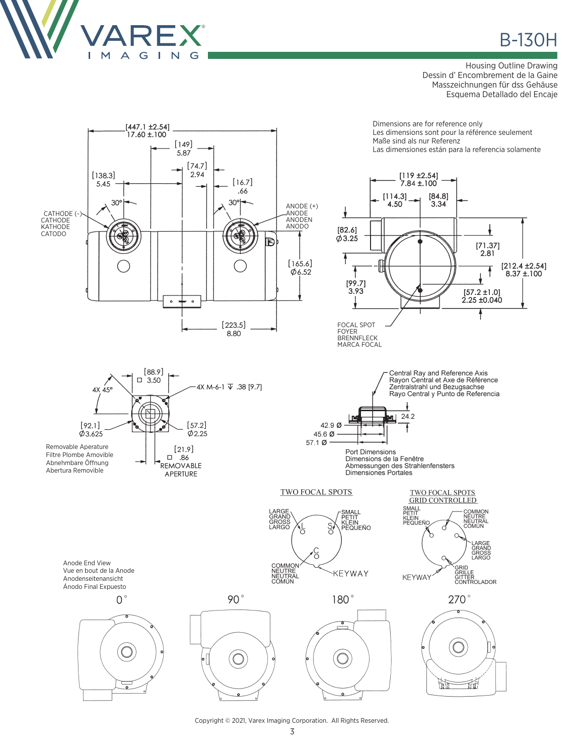# B-130H

Housing Outline Drawing
Dessin d' Encombrement de la Gaine
Masszeichnungen für dss Gehäuse
Esquema Detallado del Encaje

Dimensions are for reference only
Les dimensions sont pour la référence seulement
Maße sind als nur Referenz
Las dimensiones están para la referencia solamente

[447.1 ±2.54] 17.60 ±.100

[149] 5.87

[74.7] 2.94

[138.3] 5.45

[16.7] .66

30°

30°

CATHODE (-)
CATHODE
KATHODE
CATODO

ANODE (+)
ANODE
ANODEN
ANODO

[165.6] Ø6.52

[223.5] 8.80

[119 ±2.54] 7.84 ±.100

[114.3] 4.50

[84.8] 3.34

[82.6] Ø3.25

[71.37] 2.81

[212.4 ±2.54] 8.37 ±.100

[99.7] 3.93

[57.2 ±1.0] 2.25 ±0.040

FOCAL SPOT
FOYER
BRENNFLECK
MARCA FOCAL

[88.9] □ 3.50

4X 45°

4X M-6-1 ↧ .38 [9.7]

[92.1] Ø3.625

[57.2] Ø2.25

Removable Aperature
Filtre Plombe Amovible
Abnehmbare Öffnung
Abertura Removible

[21.9] □ .86
REMOVABLE APERTURE

Central Ray and Reference Axis
Rayon Central et Axe de Référence
Zentralstrahl und Bezugsachse
Rayo Central y Punto de Referencia

24.2

42.9 Ø
45.6 Ø
57.1 Ø

Port Dimensions
Dimensions de la Fenêtre
Abmessungen des Strahlenfensters
Dimensiones Portales

TWO FOCAL SPOTS

LARGE
GRAND
GROSS
LARGO

SMALL
PETIT
KLEIN
PEQUEÑO

COMMON
NEUTRE
NEUTRAL
COMÚN

KEYWAY

TWO FOCAL SPOTS GRID CONTROLLED

SMALL
PETIT
KLEIN
PEQUEÑO

COMMON
NEUTRE
NEUTRAL
COMÚN

LARGE
GRAND
GROSS
LARGO

GRID
GRILLE
GITTER
CONTROLADOR

KEYWAY

Anode End View
Vue en bout de la Anode
Anodenseitenansicht
Ánodo Final Expuesto

0° 90° 180° 270°

Copyright © 2021, Varex Imaging Corporation. All Rights Reserved.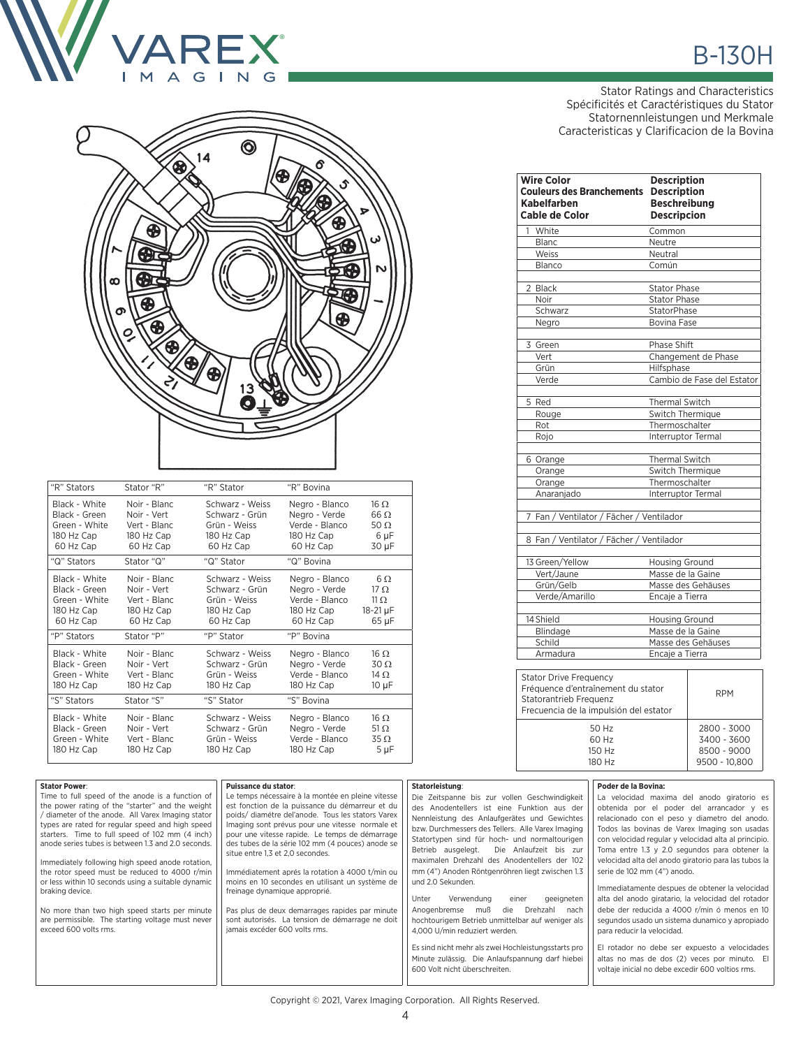# B-130H

Stator Ratings and Characteristics
Spécificités et Caractéristiques du Stator
Statornennleistungen und Merkmale
Caracteristicas y Clarificacion de la Bovina

| "R" Stators | Stator "R" | "R" Stator | "R" Bovina | |
|---|---|---|---|---|
| Black - White | Noir - Blanc | Schwarz - Weiss | Negro - Blanco | 16 Ω |
| Black - Green | Noir - Vert | Schwarz - Grün | Negro - Verde | 66 Ω |
| Green - White | Vert - Blanc | Grün - Weiss | Verde - Blanco | 50 Ω |
| 180 Hz Cap | 180 Hz Cap | 180 Hz Cap | 180 Hz Cap | 6 µF |
| 60 Hz Cap | 60 Hz Cap | 60 Hz Cap | 60 Hz Cap | 30 µF |
| "Q" Stators | Stator "Q" | "Q" Stator | "Q" Bovina | |
| Black - White | Noir - Blanc | Schwarz - Weiss | Negro - Blanco | 6 Ω |
| Black - Green | Noir - Vert | Schwarz - Grün | Negro - Verde | 17 Ω |
| Green - White | Vert - Blanc | Grün - Weiss | Verde - Blanco | 11 Ω |
| 180 Hz Cap | 180 Hz Cap | 180 Hz Cap | 180 Hz Cap | 18-21 µF |
| 60 Hz Cap | 60 Hz Cap | 60 Hz Cap | 60 Hz Cap | 65 µF |
| "P" Stators | Stator "P" | "P" Stator | "P" Bovina | |
| Black - White | Noir - Blanc | Schwarz - Weiss | Negro - Blanco | 16 Ω |
| Black - Green | Noir - Vert | Schwarz - Grün | Negro - Verde | 30 Ω |
| Green - White | Vert - Blanc | Grün - Weiss | Verde - Blanco | 14 Ω |
| 180 Hz Cap | 180 Hz Cap | 180 Hz Cap | 180 Hz Cap | 10 µF |
| "S" Stators | Stator "S" | "S" Stator | "S" Bovina | |
| Black - White | Noir - Blanc | Schwarz - Weiss | Negro - Blanco | 16 Ω |
| Black - Green | Noir - Vert | Schwarz - Grün | Negro - Verde | 51 Ω |
| Green - White | Vert - Blanc | Grün - Weiss | Verde - Blanco | 35 Ω |
| 180 Hz Cap | 180 Hz Cap | 180 Hz Cap | 180 Hz Cap | 5 µF |

| Wire Color / Couleurs des Branchements / Kabelfarben / Cable de Color | Description / Description / Beschreibung / Descripcion |
|---|---|
| 1 White | Common |
| Blanc | Neutre |
| Weiss | Neutral |
| Blanco | Común |
| 2 Black | Stator Phase |
| Noir | Stator Phase |
| Schwarz | StatorPhase |
| Negro | Bovina Fase |
| 3 Green | Phase Shift |
| Vert | Changement de Phase |
| Grün | Hilfsphase |
| Verde | Cambio de Fase del Estator |
| 5 Red | Thermal Switch |
| Rouge | Switch Thermique |
| Rot | Thermoschalter |
| Rojo | Interruptor Termal |
| 6 Orange | Thermal Switch |
| Orange | Switch Thermique |
| Orange | Thermoschalter |
| Anaranjado | Interruptor Termal |
| 7 Fan / Ventilator / Fächer / Ventilador | |
| 8 Fan / Ventilator / Fächer / Ventilador | |
| 13 Green/Yellow | Housing Ground |
| Vert/Jaune | Masse de la Gaine |
| Grün/Gelb | Masse des Gehäuses |
| Verde/Amarillo | Encaje a Tierra |
| 14 Shield | Housing Ground |
| Blindage | Masse de la Gaine |
| Schild | Masse des Gehäuses |
| Armadura | Encaje a Tierra |

| Stator Drive Frequency / Fréquence d'entraînement du stator / Statorantrieb Frequenz / Frecuencia de la impulsión del estator | RPM |
|---|---|
| 50 Hz | 2800 - 3000 |
| 60 Hz | 3400 - 3600 |
| 150 Hz | 8500 - 9000 |
| 180 Hz | 9500 - 10,800 |

**Stator Power**:
Time to full speed of the anode is a function of the power rating of the "starter" and the weight / diameter of the anode. All Varex Imaging stator types are rated for regular speed and high speed starters. Time to full speed of 102 mm (4 inch) anode series tubes is between 1.3 and 2.0 seconds.

Immediately following high speed anode rotation, the rotor speed must be reduced to 4000 r/min or less within 10 seconds using a suitable dynamic braking device.

No more than two high speed starts per minute are permissible. The starting voltage must never exceed 600 volts rms.

**Puissance du stator**:
Le temps nécessaire à la montée en pleine vitesse est fonction de la puissance du démarreur et du poids/ diamétre del'anode. Tous les stators Varex Imaging sont prévus pour une vitesse normale et pour une vitesse rapide. Le temps de démarrage des tubes de la série 102 mm (4 pouces) anode se situe entre 1,3 et 2,0 secondes.

Immédiatement aprés la rotation à 4000 t/min ou moins en 10 secondes en utilisant un système de freinage dynamique approprié.

Pas plus de deux demarrages rapides par minute sont autorisés. La tension de démarrage ne doit jamais excéder 600 volts rms.

**Statorleistung**:
Die Zeitspanne bis zur vollen Geschwindigkeit des Anodentellers ist eine Funktion aus der Nennleistung des Anlaufgerätes und Gewichtes bzw. Durchmessers des Tellers. Alle Varex Imaging Statortypen sind für hoch- und normaltourigen Betrieb ausgelegt. Die Anlaufzeit bis zur maximalen Drehzahl des Anodentellers der 102 mm (4") Anoden Röntgenröhren liegt zwischen 1.3 und 2.0 Sekunden.

Unter Verwendung einer geeigneten Anogenbremse muß die Drehzahl nach hochtourigem Betrieb unmittelbar auf weniger als 4,000 U/min reduziert werden.

Es sind nicht mehr als zwei Hochleistungsstarts pro Minute zulässig. Die Anlaufspannung darf hiebei 600 Volt nicht überschreiten.

**Poder de la Bovina:**
La velocidad maxima del anodo giratorio es obtenida por el poder del arrancador y es relacionado con el peso y diametro del anodo. Todos las bovinas de Varex Imaging son usadas con velocidad regular y velocidad alta al principio. Toma entre 1.3 y 2.0 segundos para obtener la velocidad alta del anodo giratorio para las tubos la serie de 102 mm (4") anodo.

Immediatamente despues de obtener la velocidad alta del anodo giratario, la velocidad del rotador debe der reducida a 4000 r/min ó menos en 10 segundos usando un sistema dunamico y apropiado para reducir la velocidad.

El rotador no debe ser expuesto a velocidades altas no mas de dos (2) veces por minuto. El voltaje inicial no debe excedir 600 voltios rms.

Copyright © 2021, Varex Imaging Corporation. All Rights Reserved.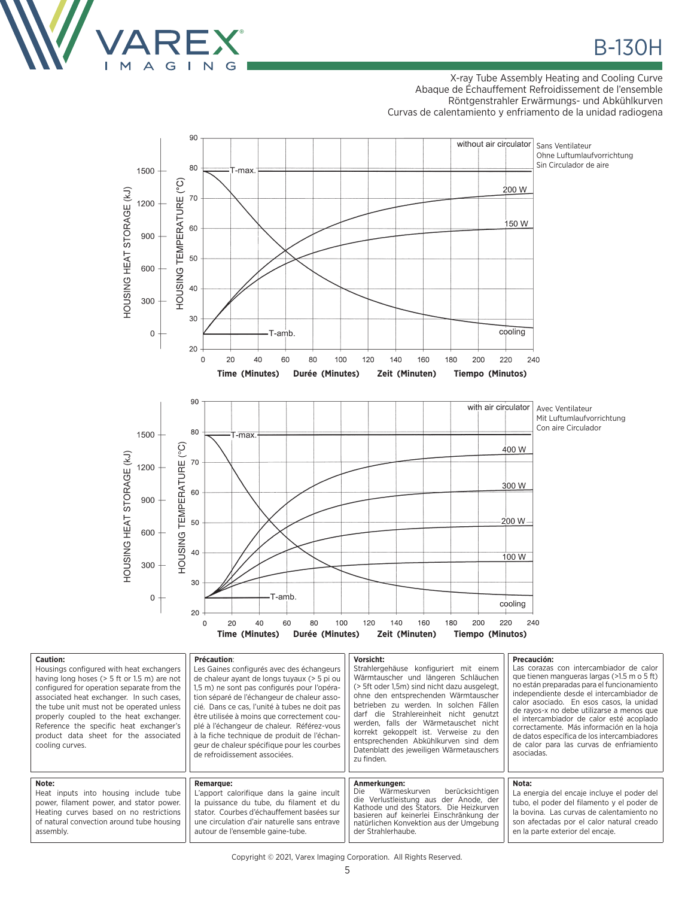B-130H

X-ray Tube Assembly Heating and Cooling Curve
Abaque de Échauffement Refroidissement de l'ensemble
Röntgenstrahler Erwärmungs- und Abkühlkurven
Curvas de calentamiento y enfriamento de la unidad radiogena

without air circulator — Sans Ventilateur — Ohne Luftumlaufvorrichtung — Sin Circulador de aire

HOUSING HEAT STORAGE (kJ): 0, 300, 600, 900, 1200, 1500
HOUSING TEMPERATURE (°C): 20, 30, 40, 50, 60, 70, 80, 90
Curves: T-max., 200 W, 150 W, cooling, T-amb.
Time (Minutes) Durée (Minutes) Zeit (Minuten) Tiempo (Minutos): 0, 20, 40, 60, 80, 100, 120, 140, 160, 180, 200, 220, 240

with air circulator — Avec Ventilateur — Mit Luftumlaufvorrichtung — Con aire Circulador

HOUSING HEAT STORAGE (kJ): 0, 300, 600, 900, 1200, 1500
HOUSING TEMPERATURE (°C): 20, 30, 40, 50, 60, 70, 80, 90
Curves: T-max., 400 W, 300 W, 200 W, 100 W, cooling, T-amb.
Time (Minutes) Durée (Minutes) Zeit (Minuten) Tiempo (Minutos): 0, 20, 40, 60, 80, 100, 120, 140, 160, 180, 200, 220, 240

**Caution:**
Housings configured with heat exchangers having long hoses (> 5 ft or 1.5 m) are not configured for operation separate from the associated heat exchanger. In such cases, the tube unit must not be operated unless properly coupled to the heat exchanger. Reference the specific heat exchanger's product data sheet for the associated cooling curves.

**Précaution**:
Les Gaines configurés avec des échangeurs de chaleur ayant de longs tuyaux (> 5 pi ou 1,5 m) ne sont pas configurés pour l'opération séparé de l'échangeur de chaleur associé. Dans ce cas, l'unité à tubes ne doit pas être utilisée à moins que correctement couplé à l'échangeur de chaleur. Référez-vous à la fiche technique de produit de l'échangeur de chaleur spécifique pour les courbes de refroidissement associées.

**Vorsicht:**
Strahlergehäuse konfiguriert mit einem Wärmtauscher und längeren Schläuchen (> 5ft oder 1,5m) sind nicht dazu ausgelegt, ohne den entsprechenden Wärmtauscher betrieben zu werden. In solchen Fällen darf die Strahlereinheit nicht genutzt werden, falls der Wärmetauschet nicht korrekt gekoppelt ist. Verweise zu den entsprechenden Abkühlkurven sind dem Datenblatt des jeweiligen Wärmetauschers zu finden.

**Precaución:**
Las corazas con intercambiador de calor que tienen mangueras largas (>1.5 m o 5 ft) no están preparadas para el funcionamiento independiente desde el intercambiador de calor asociado. En esos casos, la unidad de rayos-x no debe utilizarse a menos que el intercambiador de calor esté acoplado correctamente. Más información en la hoja de datos específica de los intercambiadores de calor para las curvas de enfriamiento asociadas.

**Note:**
Heat inputs into housing include tube power, filament power, and stator power. Heating curves based on no restrictions of natural convection around tube housing assembly.

**Remarque:**
L'apport calorifique dans la gaine incult la puissance du tube, du filament et du stator. Courbes d'échauffement basées sur une circulation d'air naturelle sans entrave autour de l'ensemble gaine-tube.

**Anmerkungen:**
Die Wärmeskurven berücksichtigen die Verlustleistung aus der Anode, der Kathode und des Stators. Die Heizkurven basieren auf keinerlei Einschränkung der natürlichen Konvektion aus der Umgebung der Strahlerhaube.

**Nota:**
La energia del encaje incluye el poder del tubo, el poder del filamento y el poder de la bovina. Las curvas de calentamiento no son afectadas por el calor natural creado en la parte exterior del encaje.

Copyright © 2021, Varex Imaging Corporation. All Rights Reserved.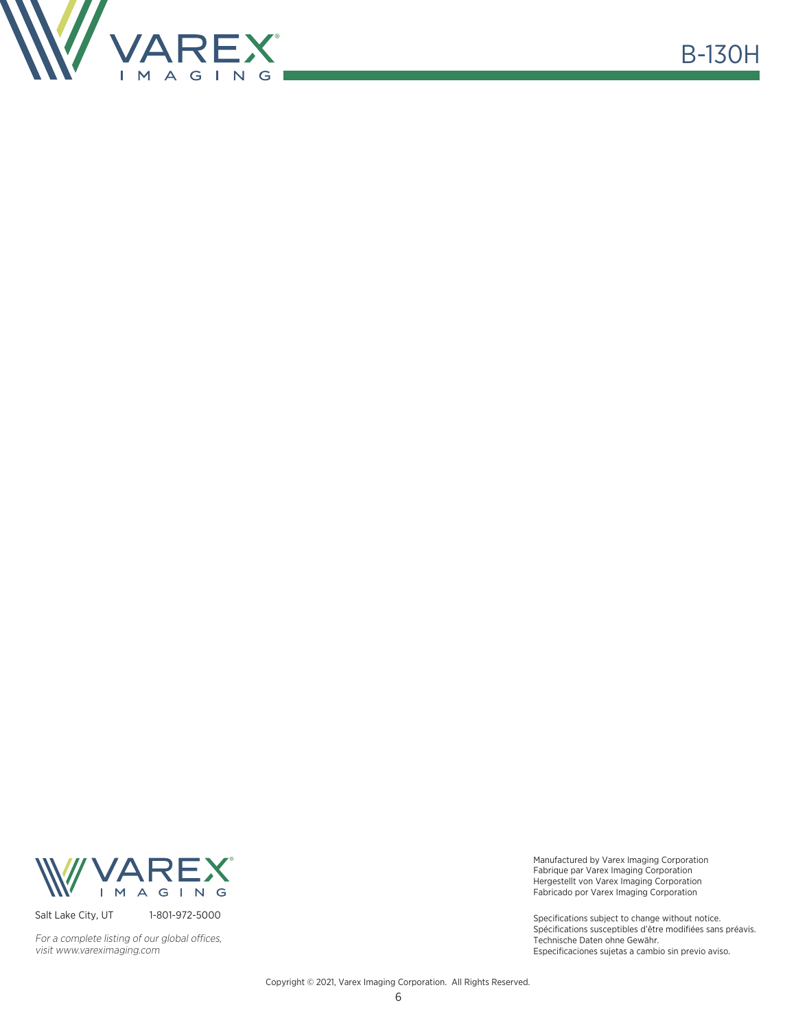Salt Lake City, UT 1-801-972-5000

*For a complete listing of our global offices, visit www.vareximaging.com*

Manufactured by Varex Imaging Corporation
Fabrique par Varex Imaging Corporation
Hergestellt von Varex Imaging Corporation
Fabricado por Varex Imaging Corporation

Specifications subject to change without notice.
Spécifications susceptibles d'être modifiées sans préavis.
Technische Daten ohne Gewähr.
Especificaciones sujetas a cambio sin previo aviso.

Copyright © 2021, Varex Imaging Corporation. All Rights Reserved.